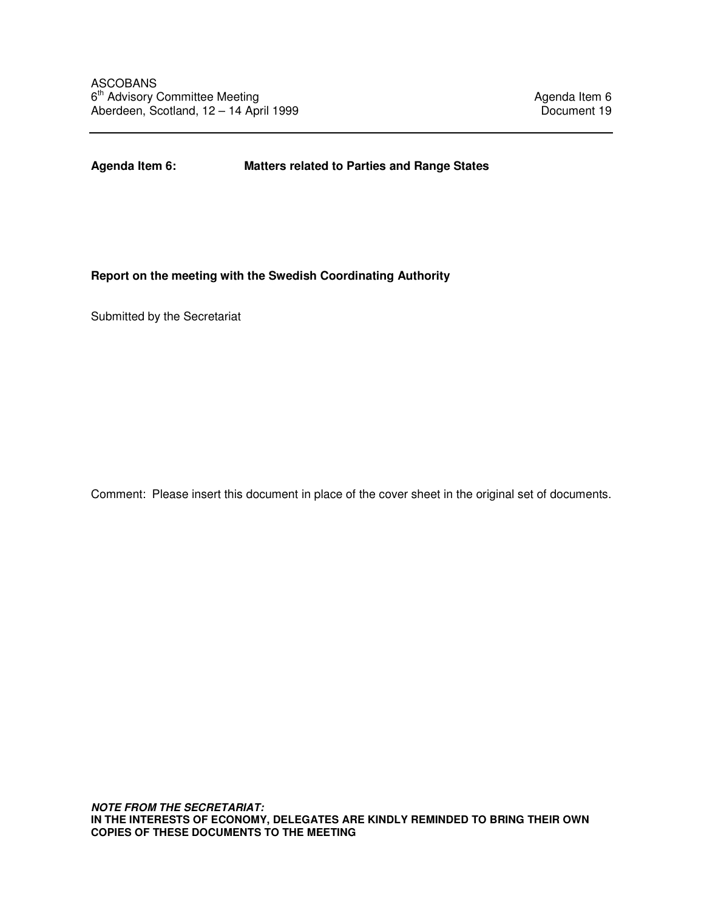ASCOBANS
6th Advisory Committee Meeting
Aberdeen, Scotland, 12 – 14 April 1999

Agenda Item 6
Document 19

**Agenda Item 6:** **Matters related to Parties and Range States**

**Report on the meeting with the Swedish Coordinating Authority**

Submitted by the Secretariat

Comment: Please insert this document in place of the cover sheet in the original set of documents.

***NOTE FROM THE SECRETARIAT:***
**IN THE INTERESTS OF ECONOMY, DELEGATES ARE KINDLY REMINDED TO BRING THEIR OWN COPIES OF THESE DOCUMENTS TO THE MEETING**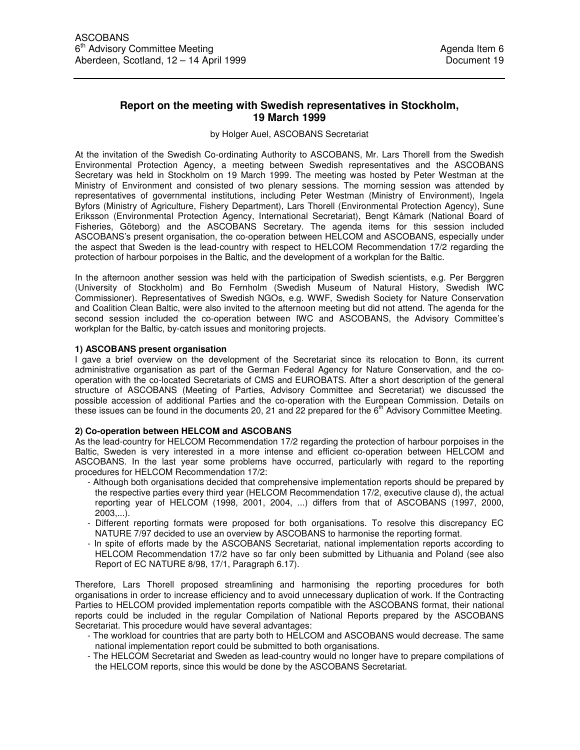ASCOBANS
6th Advisory Committee Meeting
Aberdeen, Scotland, 12 – 14 April 1999

Agenda Item 6
Document 19

## Report on the meeting with Swedish representatives in Stockholm, 19 March 1999

by Holger Auel, ASCOBANS Secretariat

At the invitation of the Swedish Co-ordinating Authority to ASCOBANS, Mr. Lars Thorell from the Swedish Environmental Protection Agency, a meeting between Swedish representatives and the ASCOBANS Secretary was held in Stockholm on 19 March 1999. The meeting was hosted by Peter Westman at the Ministry of Environment and consisted of two plenary sessions. The morning session was attended by representatives of governmental institutions, including Peter Westman (Ministry of Environment), Ingela Byfors (Ministry of Agriculture, Fishery Department), Lars Thorell (Environmental Protection Agency), Sune Eriksson (Environmental Protection Agency, International Secretariat), Bengt Kåmark (National Board of Fisheries, Göteborg) and the ASCOBANS Secretary. The agenda items for this session included ASCOBANS's present organisation, the co-operation between HELCOM and ASCOBANS, especially under the aspect that Sweden is the lead-country with respect to HELCOM Recommendation 17/2 regarding the protection of harbour porpoises in the Baltic, and the development of a workplan for the Baltic.

In the afternoon another session was held with the participation of Swedish scientists, e.g. Per Berggren (University of Stockholm) and Bo Fernholm (Swedish Museum of Natural History, Swedish IWC Commissioner). Representatives of Swedish NGOs, e.g. WWF, Swedish Society for Nature Conservation and Coalition Clean Baltic, were also invited to the afternoon meeting but did not attend. The agenda for the second session included the co-operation between IWC and ASCOBANS, the Advisory Committee's workplan for the Baltic, by-catch issues and monitoring projects.

### 1) ASCOBANS present organisation

I gave a brief overview on the development of the Secretariat since its relocation to Bonn, its current administrative organisation as part of the German Federal Agency for Nature Conservation, and the co-operation with the co-located Secretariats of CMS and EUROBATS. After a short description of the general structure of ASCOBANS (Meeting of Parties, Advisory Committee and Secretariat) we discussed the possible accession of additional Parties and the co-operation with the European Commission. Details on these issues can be found in the documents 20, 21 and 22 prepared for the 6th Advisory Committee Meeting.

### 2) Co-operation between HELCOM and ASCOBANS

As the lead-country for HELCOM Recommendation 17/2 regarding the protection of harbour porpoises in the Baltic, Sweden is very interested in a more intense and efficient co-operation between HELCOM and ASCOBANS. In the last year some problems have occurred, particularly with regard to the reporting procedures for HELCOM Recommendation 17/2:

- Although both organisations decided that comprehensive implementation reports should be prepared by the respective parties every third year (HELCOM Recommendation 17/2, executive clause d), the actual reporting year of HELCOM (1998, 2001, 2004, ...) differs from that of ASCOBANS (1997, 2000, 2003,...).
- Different reporting formats were proposed for both organisations. To resolve this discrepancy EC NATURE 7/97 decided to use an overview by ASCOBANS to harmonise the reporting format.
- In spite of efforts made by the ASCOBANS Secretariat, national implementation reports according to HELCOM Recommendation 17/2 have so far only been submitted by Lithuania and Poland (see also Report of EC NATURE 8/98, 17/1, Paragraph 6.17).

Therefore, Lars Thorell proposed streamlining and harmonising the reporting procedures for both organisations in order to increase efficiency and to avoid unnecessary duplication of work. If the Contracting Parties to HELCOM provided implementation reports compatible with the ASCOBANS format, their national reports could be included in the regular Compilation of National Reports prepared by the ASCOBANS Secretariat. This procedure would have several advantages:

- The workload for countries that are party both to HELCOM and ASCOBANS would decrease. The same national implementation report could be submitted to both organisations.
- The HELCOM Secretariat and Sweden as lead-country would no longer have to prepare compilations of the HELCOM reports, since this would be done by the ASCOBANS Secretariat.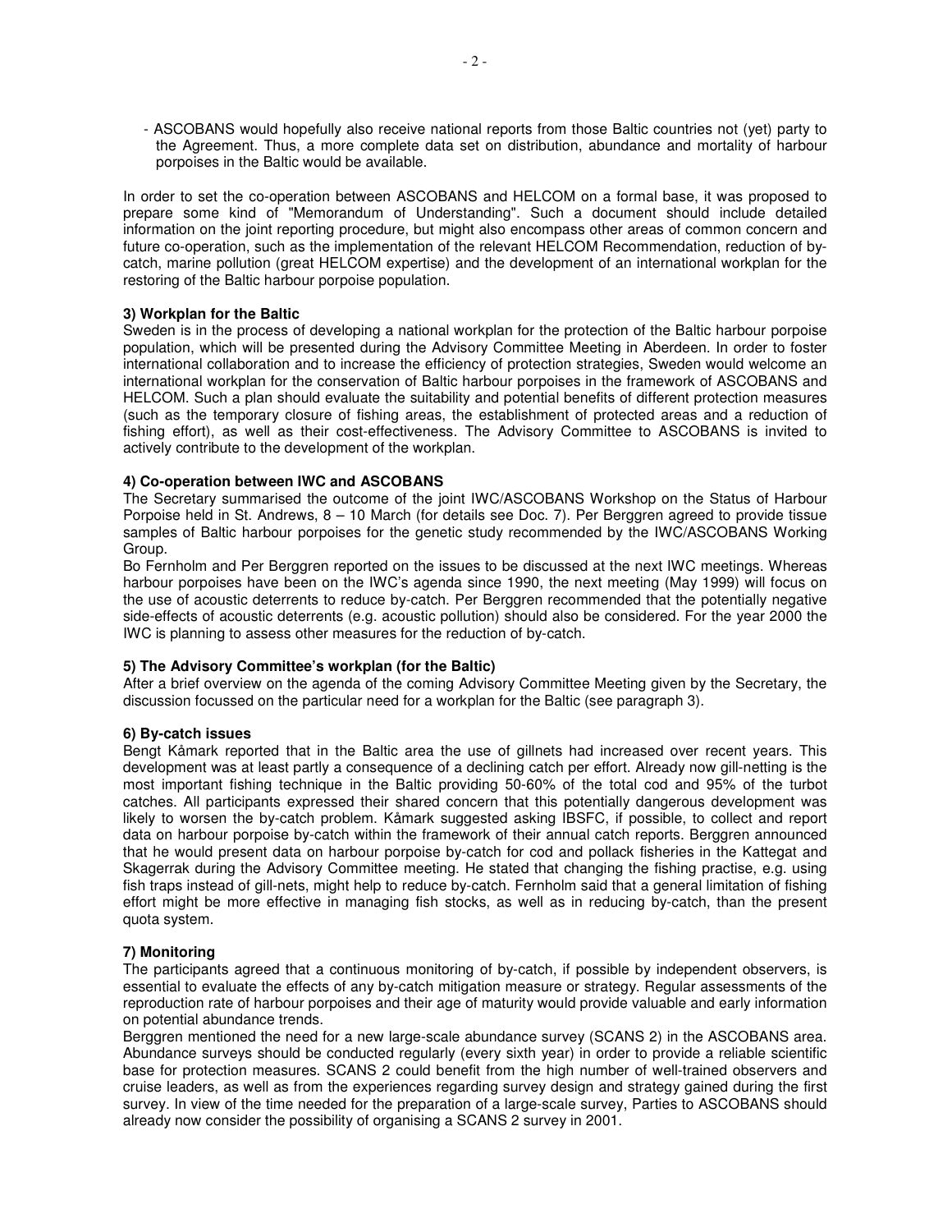- ASCOBANS would hopefully also receive national reports from those Baltic countries not (yet) party to the Agreement. Thus, a more complete data set on distribution, abundance and mortality of harbour porpoises in the Baltic would be available.

In order to set the co-operation between ASCOBANS and HELCOM on a formal base, it was proposed to prepare some kind of "Memorandum of Understanding". Such a document should include detailed information on the joint reporting procedure, but might also encompass other areas of common concern and future co-operation, such as the implementation of the relevant HELCOM Recommendation, reduction of by-catch, marine pollution (great HELCOM expertise) and the development of an international workplan for the restoring of the Baltic harbour porpoise population.

**3) Workplan for the Baltic**

Sweden is in the process of developing a national workplan for the protection of the Baltic harbour porpoise population, which will be presented during the Advisory Committee Meeting in Aberdeen. In order to foster international collaboration and to increase the efficiency of protection strategies, Sweden would welcome an international workplan for the conservation of Baltic harbour porpoises in the framework of ASCOBANS and HELCOM. Such a plan should evaluate the suitability and potential benefits of different protection measures (such as the temporary closure of fishing areas, the establishment of protected areas and a reduction of fishing effort), as well as their cost-effectiveness. The Advisory Committee to ASCOBANS is invited to actively contribute to the development of the workplan.

**4) Co-operation between IWC and ASCOBANS**

The Secretary summarised the outcome of the joint IWC/ASCOBANS Workshop on the Status of Harbour Porpoise held in St. Andrews, 8 – 10 March (for details see Doc. 7). Per Berggren agreed to provide tissue samples of Baltic harbour porpoises for the genetic study recommended by the IWC/ASCOBANS Working Group.

Bo Fernholm and Per Berggren reported on the issues to be discussed at the next IWC meetings. Whereas harbour porpoises have been on the IWC's agenda since 1990, the next meeting (May 1999) will focus on the use of acoustic deterrents to reduce by-catch. Per Berggren recommended that the potentially negative side-effects of acoustic deterrents (e.g. acoustic pollution) should also be considered. For the year 2000 the IWC is planning to assess other measures for the reduction of by-catch.

**5) The Advisory Committee's workplan (for the Baltic)**

After a brief overview on the agenda of the coming Advisory Committee Meeting given by the Secretary, the discussion focussed on the particular need for a workplan for the Baltic (see paragraph 3).

**6) By-catch issues**

Bengt Kåmark reported that in the Baltic area the use of gillnets had increased over recent years. This development was at least partly a consequence of a declining catch per effort. Already now gill-netting is the most important fishing technique in the Baltic providing 50-60% of the total cod and 95% of the turbot catches. All participants expressed their shared concern that this potentially dangerous development was likely to worsen the by-catch problem. Kåmark suggested asking IBSFC, if possible, to collect and report data on harbour porpoise by-catch within the framework of their annual catch reports. Berggren announced that he would present data on harbour porpoise by-catch for cod and pollack fisheries in the Kattegat and Skagerrak during the Advisory Committee meeting. He stated that changing the fishing practise, e.g. using fish traps instead of gill-nets, might help to reduce by-catch. Fernholm said that a general limitation of fishing effort might be more effective in managing fish stocks, as well as in reducing by-catch, than the present quota system.

**7) Monitoring**

The participants agreed that a continuous monitoring of by-catch, if possible by independent observers, is essential to evaluate the effects of any by-catch mitigation measure or strategy. Regular assessments of the reproduction rate of harbour porpoises and their age of maturity would provide valuable and early information on potential abundance trends.

Berggren mentioned the need for a new large-scale abundance survey (SCANS 2) in the ASCOBANS area. Abundance surveys should be conducted regularly (every sixth year) in order to provide a reliable scientific base for protection measures. SCANS 2 could benefit from the high number of well-trained observers and cruise leaders, as well as from the experiences regarding survey design and strategy gained during the first survey. In view of the time needed for the preparation of a large-scale survey, Parties to ASCOBANS should already now consider the possibility of organising a SCANS 2 survey in 2001.